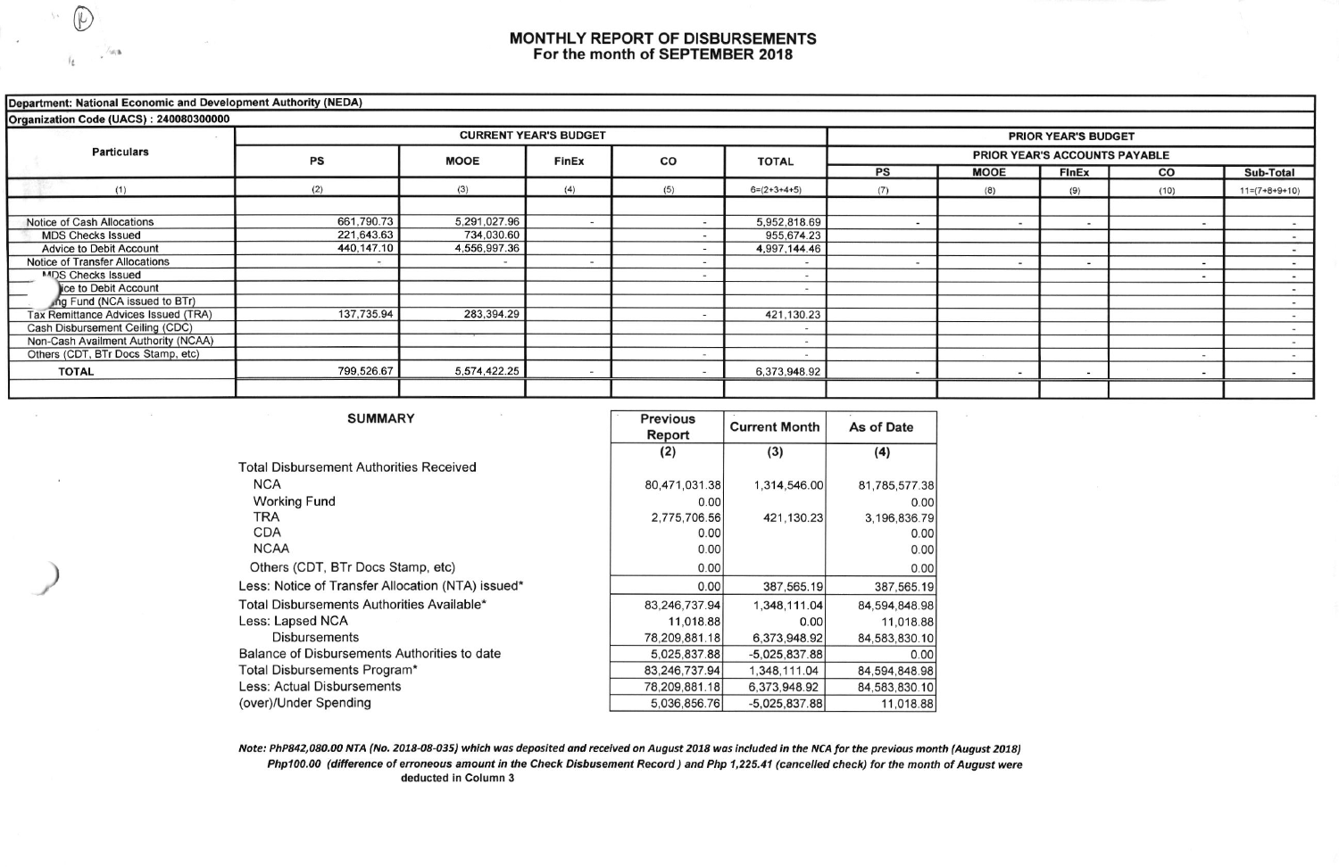# MONTHLY REPORT OF DISBURSEMENTS
## For the month of SEPTEMBER 2018

**Department: National Economic and Development Authority (NEDA)**

**Organization Code (UACS) : 240080300000**

| Particulars | CURRENT YEAR'S BUDGET | | | | | PRIOR YEAR'S BUDGET | | | | |
|---|---|---|---|---|---|---|---|---|---|---|
| | | | | | | PRIOR YEAR'S ACCOUNTS PAYABLE | | | | |
| | PS | MOOE | FinEx | CO | TOTAL | PS | MOOE | FinEx | CO | Sub-Total |
| (1) | (2) | (3) | (4) | (5) | 6=(2+3+4+5) | (7) | (8) | (9) | (10) | 11=(7+8+9+10) |
| Notice of Cash Allocations | 661,790.73 | 5,291,027.96 | - | - | 5,952,818.69 | - | - | - | - | - |
| MDS Checks Issued | 221,643.63 | 734,030.60 | | - | 955,674.23 | | | | | - |
| Advice to Debit Account | 440,147.10 | 4,556,997.36 | | - | 4,997,144.46 | | | | | - |
| Notice of Transfer Allocations | - | - | - | - | - | - | - | - | - | - |
| MDS Checks Issued | | | | - | - | | | | - | - |
| Advice to Debit Account | | | | | - | | | | | - |
| Working Fund (NCA issued to BTr) | | | | | | | | | | - |
| Tax Remittance Advices Issued (TRA) | 137,735.94 | 283,394.29 | | - | 421,130.23 | | | | | - |
| Cash Disbursement Ceiling (CDC) | | | | | - | | | | | - |
| Non-Cash Availment Authority (NCAA) | | | | | - | | | | | - |
| Others (CDT, BTr Docs Stamp, etc) | | | | - | - | | | | - | - |
| **TOTAL** | 799,526.67 | 5,574,422.25 | - | - | 6,373,948.92 | - | - | - | - | - |

### SUMMARY

| | Previous Report | Current Month | As of Date |
|---|---|---|---|
| | (2) | (3) | (4) |
| Total Disbursement Authorities Received | | | |
| NCA | 80,471,031.38 | 1,314,546.00 | 81,785,577.38 |
| Working Fund | 0.00 | | 0.00 |
| TRA | 2,775,706.56 | 421,130.23 | 3,196,836.79 |
| CDA | 0.00 | | 0.00 |
| NCAA | 0.00 | | 0.00 |
| Others (CDT, BTr Docs Stamp, etc) | 0.00 | | 0.00 |
| Less: Notice of Transfer Allocation (NTA) issued* | 0.00 | 387,565.19 | 387,565.19 |
| Total Disbursements Authorities Available* | 83,246,737.94 | 1,348,111.04 | 84,594,848.98 |
| Less: Lapsed NCA | 11,018.88 | 0.00 | 11,018.88 |
| Disbursements | 78,209,881.18 | 6,373,948.92 | 84,583,830.10 |
| Balance of Disbursements Authorities to date | 5,025,837.88 | -5,025,837.88 | 0.00 |
| Total Disbursements Program* | 83,246,737.94 | 1,348,111.04 | 84,594,848.98 |
| Less: Actual Disbursements | 78,209,881.18 | 6,373,948.92 | 84,583,830.10 |
| (over)/Under Spending | 5,036,856.76 | -5,025,837.88 | 11,018.88 |

*Note: PhP842,080.00 NTA (No. 2018-08-035) which was deposited and received on August 2018 was included in the NCA for the previous month (August 2018)*
*Php100.00 (difference of erroneous amount in the Check Disbusement Record ) and Php 1,225.41 (cancelled check) for the month of August were deducted in Column 3*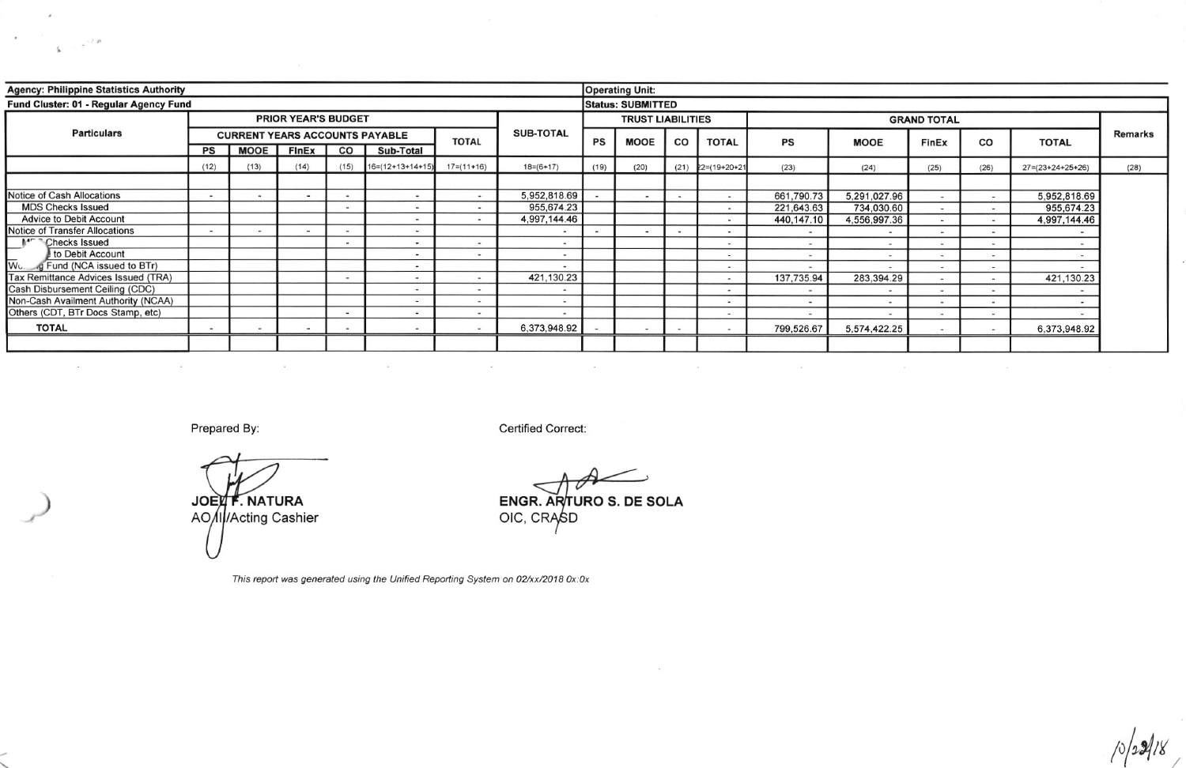| Agency: Philippine Statistics Authority | | | | | | | | | Operating Unit: | | | | | | | | | | |
|---|---|---|---|---|---|---|---|---|---|---|---|---|---|---|---|---|---|---|---|
| Fund Cluster: 01 - Regular Agency Fund | | | | | | | | | Status: SUBMITTED | | | | | | | | | | |
| Particulars | PRIOR YEAR'S BUDGET | | | | | | | SUB-TOTAL | TRUST LIABILITIES | | | | GRAND TOTAL | | | | | Remarks |
| | CURRENT YEARS ACCOUNTS PAYABLE | | | | | TOTAL | | | PS | MOOE | CO | TOTAL | PS | MOOE | FinEx | CO | TOTAL | |
| | PS | MOOE | FinEx | CO | Sub-Total | | | | | | | | | | | | | |
| | (12) | (13) | (14) | (15) | 16=(12+13+14+15) | 17=(11+16) | 18=(6+17) | (19) | (20) | (21) | 22=(19+20+21) | (23) | (24) | (25) | (26) | 27=(23+24+25+26) | (28) |
| | | | | | | | | | | | | | | | | | |
| Notice of Cash Allocations | - | - | - | - | - | - | 5,952,818.69 | - | - | - | - | 661,790.73 | 5,291,027.96 | - | - | 5,952,818.69 | |
| MDS Checks Issued | | | | - | - | - | 955,674.23 | | | | - | 221,643.63 | 734,030.60 | - | - | 955,674.23 | |
| Advice to Debit Account | | | | | - | - | 4,997,144.46 | | | | - | 440,147.10 | 4,556,997.36 | - | - | 4,997,144.46 | |
| Notice of Transfer Allocations | - | - | - | - | - | | - | - | - | - | - | - | - | - | - | - | |
| MDS Checks Issued | | | | - | - | - | - | | | | - | - | - | - | - | - | |
| Advice to Debit Account | | | | | - | - | - | | | | - | - | - | - | - | - | |
| Working Fund (NCA issued to BTr) | | | | | - | | - | | | | - | - | - | - | - | - | |
| Tax Remittance Advices Issued (TRA) | | | | - | - | - | 421,130.23 | | | | - | 137,735.94 | 283,394.29 | - | - | 421,130.23 | |
| Cash Disbursement Ceiling (CDC) | | | | | - | - | - | | | | - | - | - | - | - | - | |
| Non-Cash Availment Authority (NCAA) | | | | | - | - | - | | | | - | - | - | - | - | - | |
| Others (CDT, BTr Docs Stamp, etc) | | | | - | - | - | - | | | | - | - | - | - | - | - | |
| TOTAL | - | - | - | - | - | - | 6,373,948.92 | - | - | - | - | 799,526.67 | 5,574,422.25 | - | - | 6,373,948.92 | |

Prepared By:

JOEL F. NATURA
AO III/Acting Cashier

Certified Correct:

ENGR. ARTURO S. DE SOLA
OIC, CRASD

*This report was generated using the Unified Reporting System on 02/xx/2018 0x:0x*

10/23/18